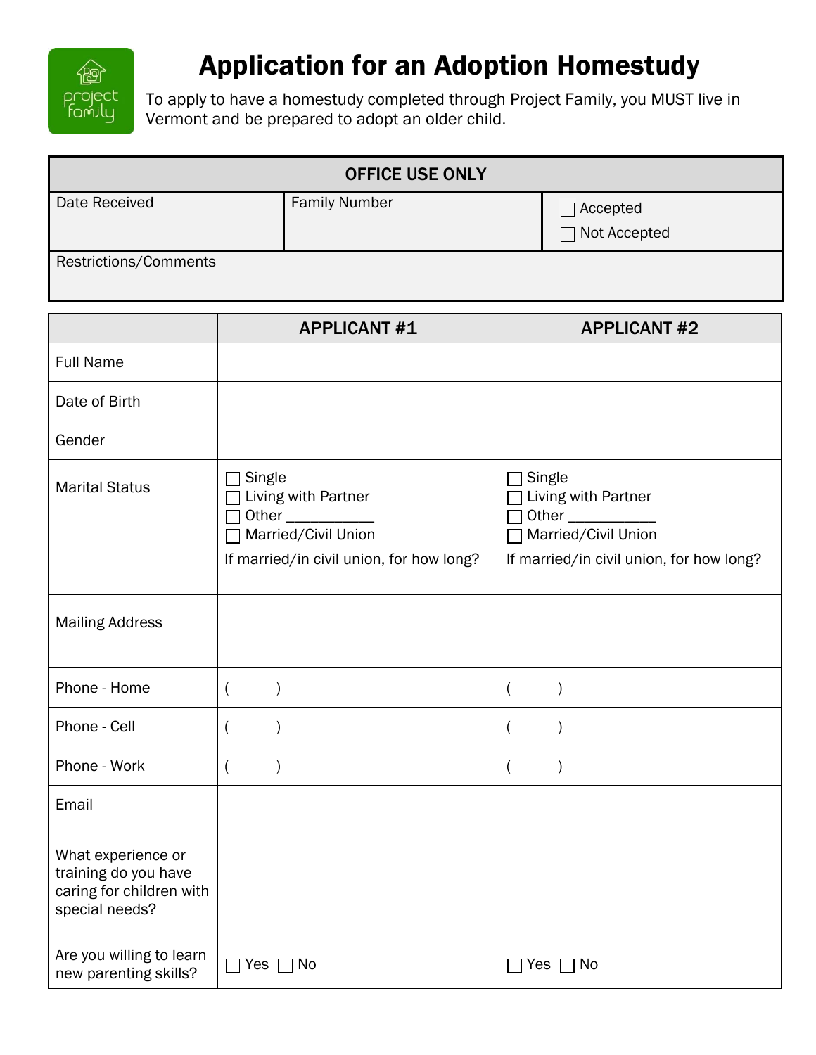# Application for an Adoption Homestudy

To apply to have a homestudy completed through Project Family, you MUST live in Vermont and be prepared to adopt an older child.

| OFFICE USE ONLY | | |
|---|---|---|
| Date Received | Family Number | ☐ Accepted<br>☐ Not Accepted |
| Restrictions/Comments | | |

| | APPLICANT #1 | APPLICANT #2 |
|---|---|---|
| Full Name | | |
| Date of Birth | | |
| Gender | | |
| Marital Status | ☐ Single<br>☐ Living with Partner<br>☐ Other ___________<br>☐ Married/Civil Union<br>If married/in civil union, for how long? | ☐ Single<br>☐ Living with Partner<br>☐ Other ___________<br>☐ Married/Civil Union<br>If married/in civil union, for how long? |
| Mailing Address | | |
| Phone - Home | (      ) | (      ) |
| Phone - Cell | (      ) | (      ) |
| Phone - Work | (      ) | (      ) |
| Email | | |
| What experience or training do you have caring for children with special needs? | | |
| Are you willing to learn new parenting skills? | ☐ Yes ☐ No | ☐ Yes ☐ No |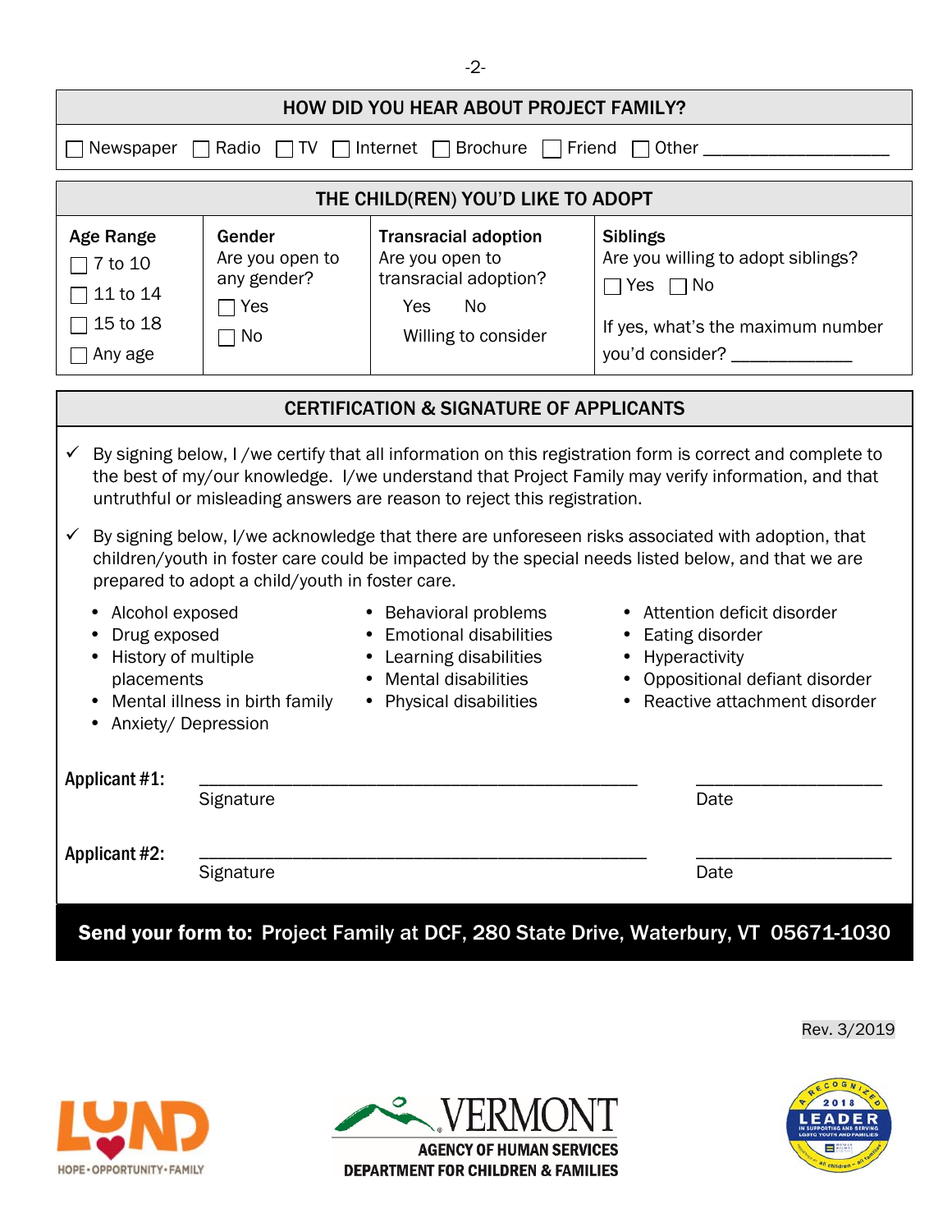## HOW DID YOU HEAR ABOUT PROJECT FAMILY?

☐ Newspaper ☐ Radio ☐ TV ☐ Internet ☐ Brochure ☐ Friend ☐ Other ___________________

## THE CHILD(REN) YOU'D LIKE TO ADOPT

| Age Range | Gender | Transracial adoption | Siblings |
|---|---|---|---|
| ☐ 7 to 10<br>☐ 11 to 14<br>☐ 15 to 18<br>☐ Any age | Are you open to any gender?<br>☐ Yes<br>☐ No | Are you open to transracial adoption?<br>Yes No<br>Willing to consider | Are you willing to adopt siblings?<br>☐ Yes ☐ No<br>If yes, what's the maximum number you'd consider? ____________ |

## CERTIFICATION & SIGNATURE OF APPLICANTS

✓ By signing below, I /we certify that all information on this registration form is correct and complete to the best of my/our knowledge. I/we understand that Project Family may verify information, and that untruthful or misleading answers are reason to reject this registration.

✓ By signing below, I/we acknowledge that there are unforeseen risks associated with adoption, that children/youth in foster care could be impacted by the special needs listed below, and that we are prepared to adopt a child/youth in foster care.

- Alcohol exposed
- Drug exposed
- History of multiple placements
- Mental illness in birth family
- Anxiety/ Depression
- Behavioral problems
- Emotional disabilities
- Learning disabilities
- Mental disabilities
- Physical disabilities
- Attention deficit disorder
- Eating disorder
- Hyperactivity
- Oppositional defiant disorder
- Reactive attachment disorder

**Applicant #1:** _____________________________________________ ____________________

Signature Date

**Applicant #2:** _____________________________________________ ____________________

Signature Date

**Send your form to:** Project Family at DCF, 280 State Drive, Waterbury, VT 05671-1030

Rev. 3/2019

LUND HOPE • OPPORTUNITY • FAMILY

VERMONT AGENCY OF HUMAN SERVICES DEPARTMENT FOR CHILDREN & FAMILIES

RECOGNIZED 2018 LEADER IN SUPPORTING AND SERVING LGBTQ YOUTH AND FAMILIES